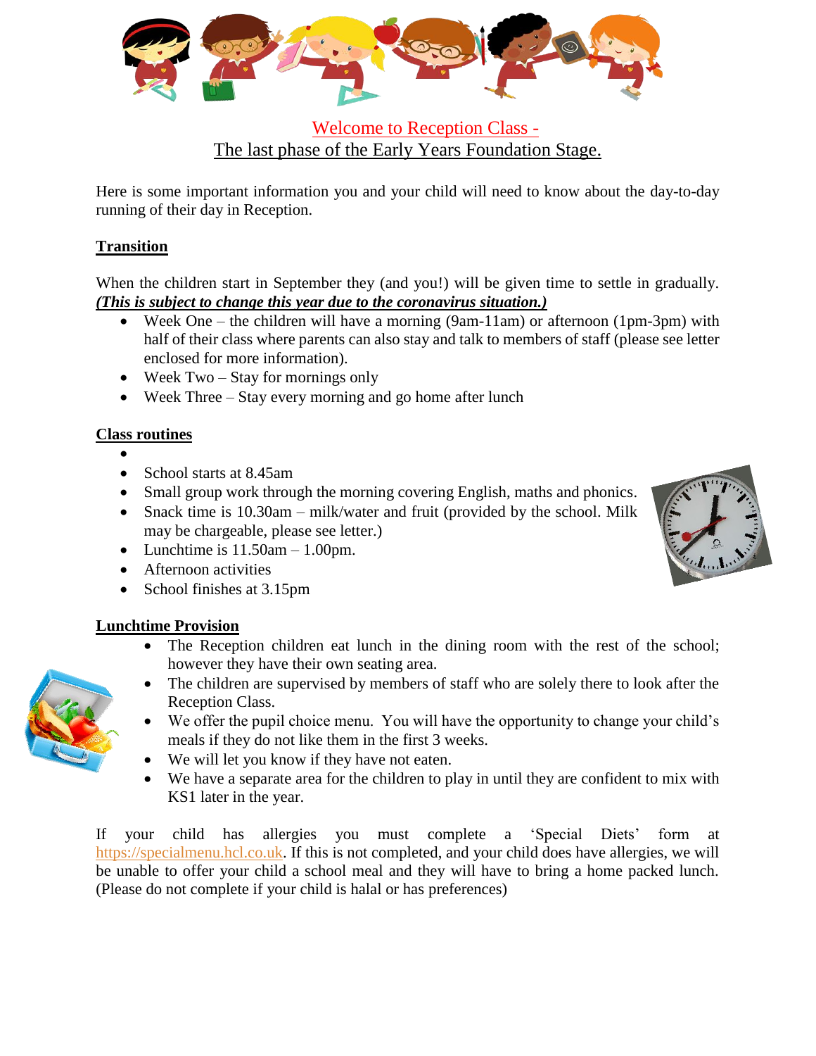# Welcome to Reception Class -

## The last phase of the Early Years Foundation Stage.

Here is some important information you and your child will need to know about the day-to-day running of their day in Reception.

### Transition

When the children start in September they (and you!) will be given time to settle in gradually. ***(This is subject to change this year due to the coronavirus situation.)***

- Week One – the children will have a morning (9am-11am) or afternoon (1pm-3pm) with half of their class where parents can also stay and talk to members of staff (please see letter enclosed for more information).
- Week Two – Stay for mornings only
- Week Three – Stay every morning and go home after lunch

### Class routines

- School starts at 8.45am
- Small group work through the morning covering English, maths and phonics.
- Snack time is 10.30am – milk/water and fruit (provided by the school. Milk may be chargeable, please see letter.)
- Lunchtime is 11.50am – 1.00pm.
- Afternoon activities
- School finishes at 3.15pm

### Lunchtime Provision

- The Reception children eat lunch in the dining room with the rest of the school; however they have their own seating area.
- The children are supervised by members of staff who are solely there to look after the Reception Class.
- We offer the pupil choice menu. You will have the opportunity to change your child's meals if they do not like them in the first 3 weeks.
- We will let you know if they have not eaten.
- We have a separate area for the children to play in until they are confident to mix with KS1 later in the year.

If your child has allergies you must complete a 'Special Diets' form at https://specialmenu.hcl.co.uk. If this is not completed, and your child does have allergies, we will be unable to offer your child a school meal and they will have to bring a home packed lunch. (Please do not complete if your child is halal or has preferences)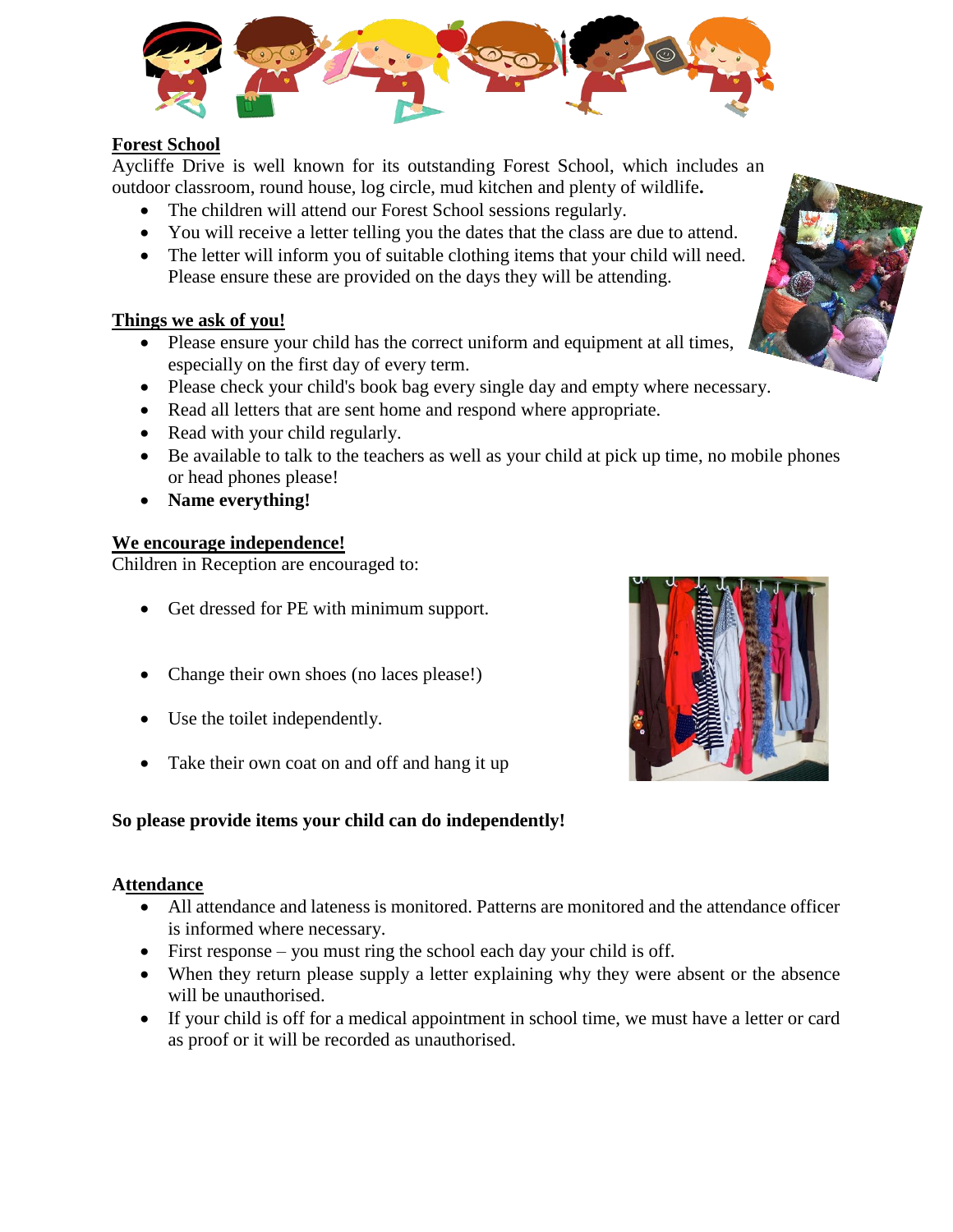## Forest School

Aycliffe Drive is well known for its outstanding Forest School, which includes an outdoor classroom, round house, log circle, mud kitchen and plenty of wildlife**.**

- The children will attend our Forest School sessions regularly.
- You will receive a letter telling you the dates that the class are due to attend.
- The letter will inform you of suitable clothing items that your child will need. Please ensure these are provided on the days they will be attending.

## Things we ask of you!

- Please ensure your child has the correct uniform and equipment at all times, especially on the first day of every term.
- Please check your child's book bag every single day and empty where necessary.
- Read all letters that are sent home and respond where appropriate.
- Read with your child regularly.
- Be available to talk to the teachers as well as your child at pick up time, no mobile phones or head phones please!
- **Name everything!**

## We encourage independence!

Children in Reception are encouraged to:

- Get dressed for PE with minimum support.
- Change their own shoes (no laces please!)
- Use the toilet independently.
- Take their own coat on and off and hang it up

**So please provide items your child can do independently!**

## Attendance

- All attendance and lateness is monitored. Patterns are monitored and the attendance officer is informed where necessary.
- First response – you must ring the school each day your child is off.
- When they return please supply a letter explaining why they were absent or the absence will be unauthorised.
- If your child is off for a medical appointment in school time, we must have a letter or card as proof or it will be recorded as unauthorised.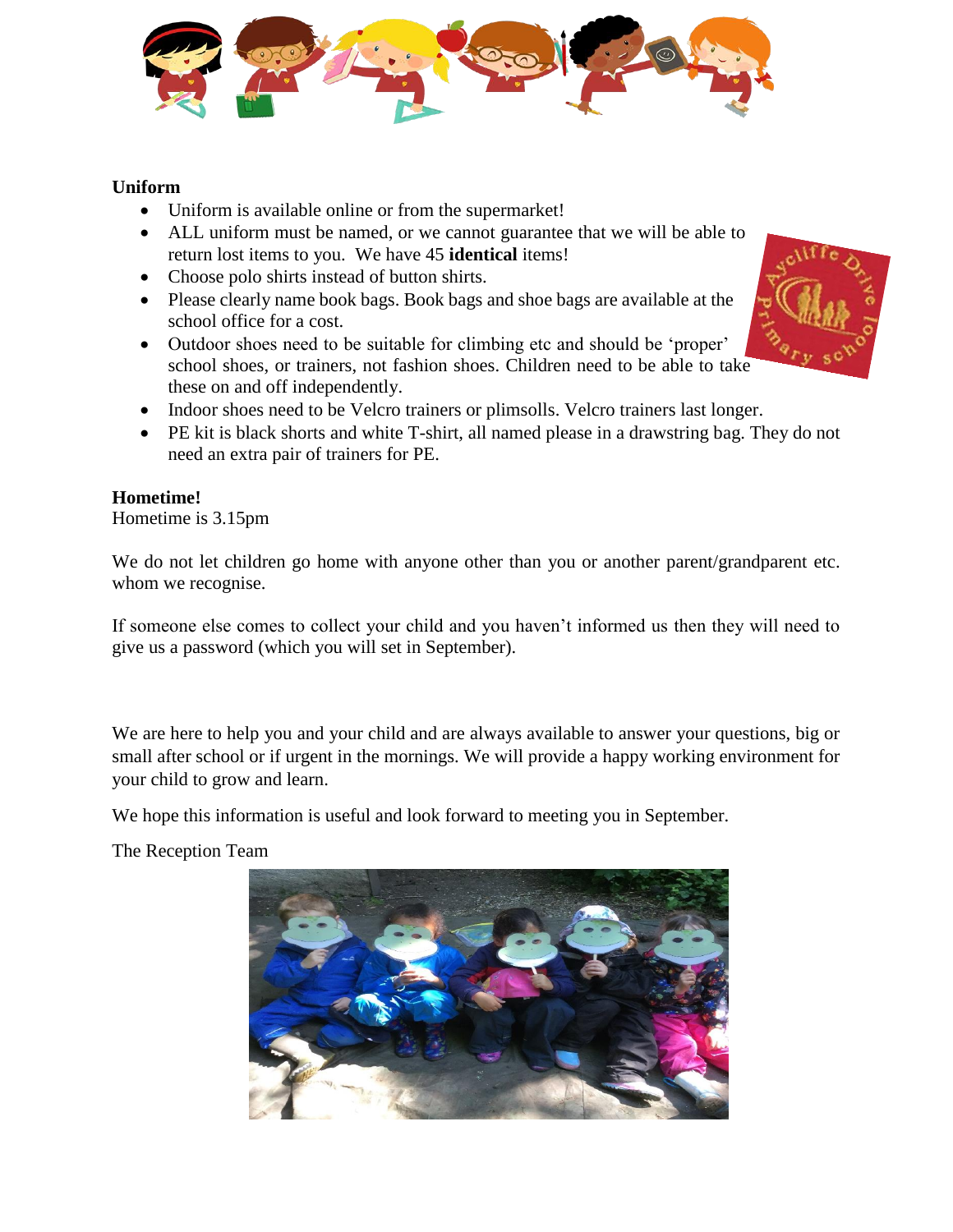**Uniform**

- Uniform is available online or from the supermarket!
- ALL uniform must be named, or we cannot guarantee that we will be able to return lost items to you. We have 45 **identical** items!
- Choose polo shirts instead of button shirts.
- Please clearly name book bags. Book bags and shoe bags are available at the school office for a cost.
- Outdoor shoes need to be suitable for climbing etc and should be 'proper' school shoes, or trainers, not fashion shoes. Children need to be able to take these on and off independently.
- Indoor shoes need to be Velcro trainers or plimsolls. Velcro trainers last longer.
- PE kit is black shorts and white T-shirt, all named please in a drawstring bag. They do not need an extra pair of trainers for PE.

**Hometime!**

Hometime is 3.15pm

We do not let children go home with anyone other than you or another parent/grandparent etc. whom we recognise.

If someone else comes to collect your child and you haven't informed us then they will need to give us a password (which you will set in September).

We are here to help you and your child and are always available to answer your questions, big or small after school or if urgent in the mornings. We will provide a happy working environment for your child to grow and learn.

We hope this information is useful and look forward to meeting you in September.

The Reception Team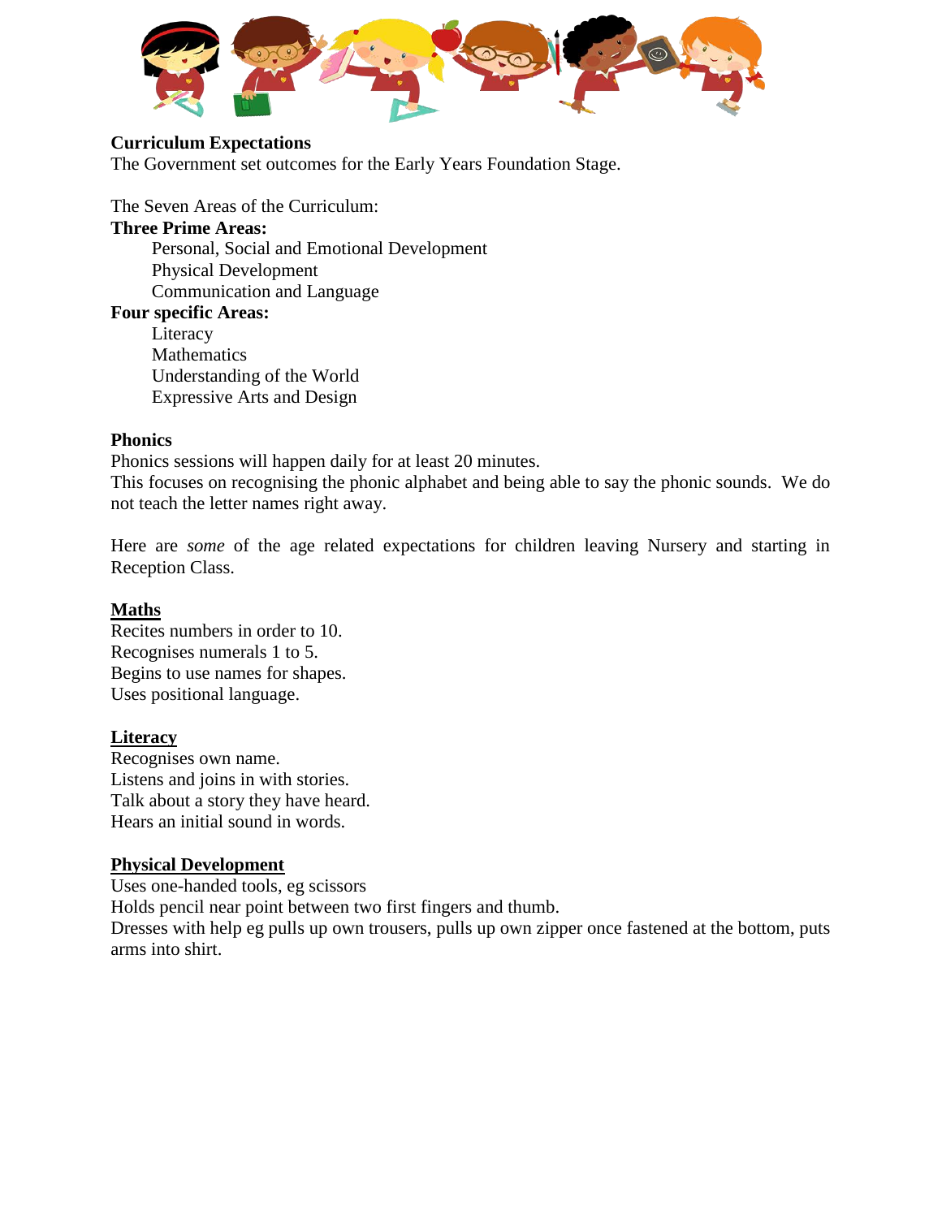**Curriculum Expectations**

The Government set outcomes for the Early Years Foundation Stage.

The Seven Areas of the Curriculum:

**Three Prime Areas:**

- Personal, Social and Emotional Development
- Physical Development
- Communication and Language

**Four specific Areas:**

- Literacy
- Mathematics
- Understanding of the World
- Expressive Arts and Design

**Phonics**

Phonics sessions will happen daily for at least 20 minutes.
This focuses on recognising the phonic alphabet and being able to say the phonic sounds. We do not teach the letter names right away.

Here are *some* of the age related expectations for children leaving Nursery and starting in Reception Class.

**Maths**

Recites numbers in order to 10.
Recognises numerals 1 to 5.
Begins to use names for shapes.
Uses positional language.

**Literacy**

Recognises own name.
Listens and joins in with stories.
Talk about a story they have heard.
Hears an initial sound in words.

**Physical Development**

Uses one-handed tools, eg scissors
Holds pencil near point between two first fingers and thumb.
Dresses with help eg pulls up own trousers, pulls up own zipper once fastened at the bottom, puts arms into shirt.